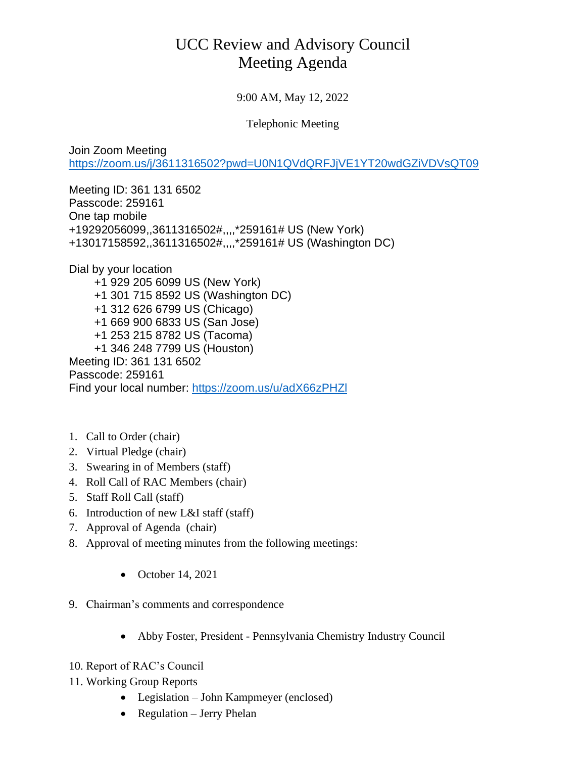# UCC Review and Advisory Council
# Meeting Agenda

9:00 AM, May 12, 2022

Telephonic Meeting

Join Zoom Meeting
https://zoom.us/j/3611316502?pwd=U0N1QVdQRFJjVE1YT20wdGZiVDVsQT09

Meeting ID: 361 131 6502
Passcode: 259161
One tap mobile
+19292056099,,3611316502#,,,,*259161# US (New York)
+13017158592,,3611316502#,,,,*259161# US (Washington DC)

Dial by your location
+1 929 205 6099 US (New York)
+1 301 715 8592 US (Washington DC)
+1 312 626 6799 US (Chicago)
+1 669 900 6833 US (San Jose)
+1 253 215 8782 US (Tacoma)
+1 346 248 7799 US (Houston)
Meeting ID: 361 131 6502
Passcode: 259161
Find your local number: https://zoom.us/u/adX66zPHZl

1. Call to Order (chair)
2. Virtual Pledge (chair)
3. Swearing in of Members (staff)
4. Roll Call of RAC Members (chair)
5. Staff Roll Call (staff)
6. Introduction of new L&I staff (staff)
7. Approval of Agenda (chair)
8. Approval of meeting minutes from the following meetings:
   - October 14, 2021
9. Chairman's comments and correspondence
   - Abby Foster, President - Pennsylvania Chemistry Industry Council
10. Report of RAC's Council
11. Working Group Reports
    - Legislation – John Kampmeyer (enclosed)
    - Regulation – Jerry Phelan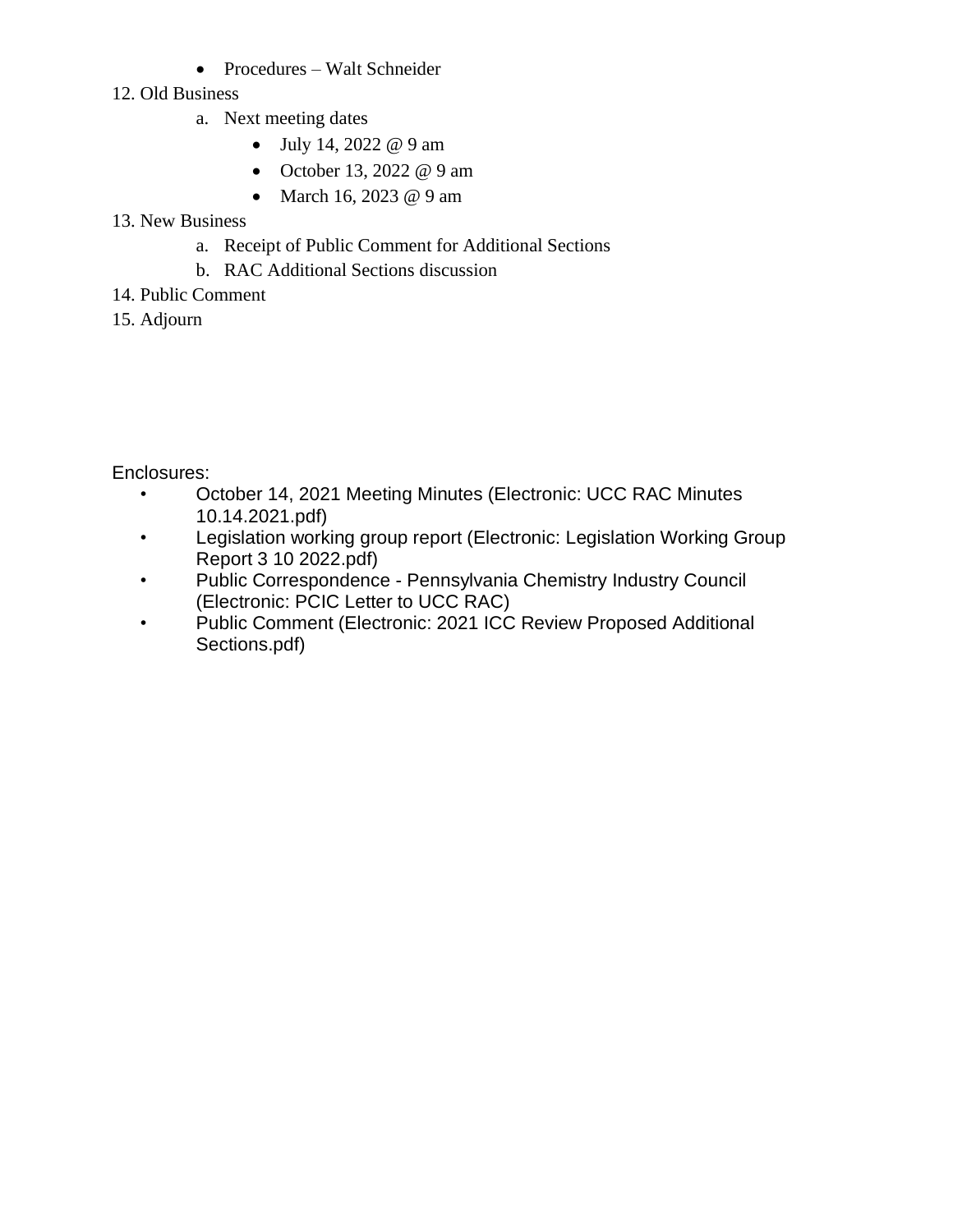- Procedures – Walt Schneider

12. Old Business
    a. Next meeting dates
        - July 14, 2022 @ 9 am
        - October 13, 2022 @ 9 am
        - March 16, 2023 @ 9 am
13. New Business
    a. Receipt of Public Comment for Additional Sections
    b. RAC Additional Sections discussion
14. Public Comment
15. Adjourn

Enclosures:

- October 14, 2021 Meeting Minutes (Electronic: UCC RAC Minutes 10.14.2021.pdf)
- Legislation working group report (Electronic: Legislation Working Group Report 3 10 2022.pdf)
- Public Correspondence - Pennsylvania Chemistry Industry Council (Electronic: PCIC Letter to UCC RAC)
- Public Comment (Electronic: 2021 ICC Review Proposed Additional Sections.pdf)